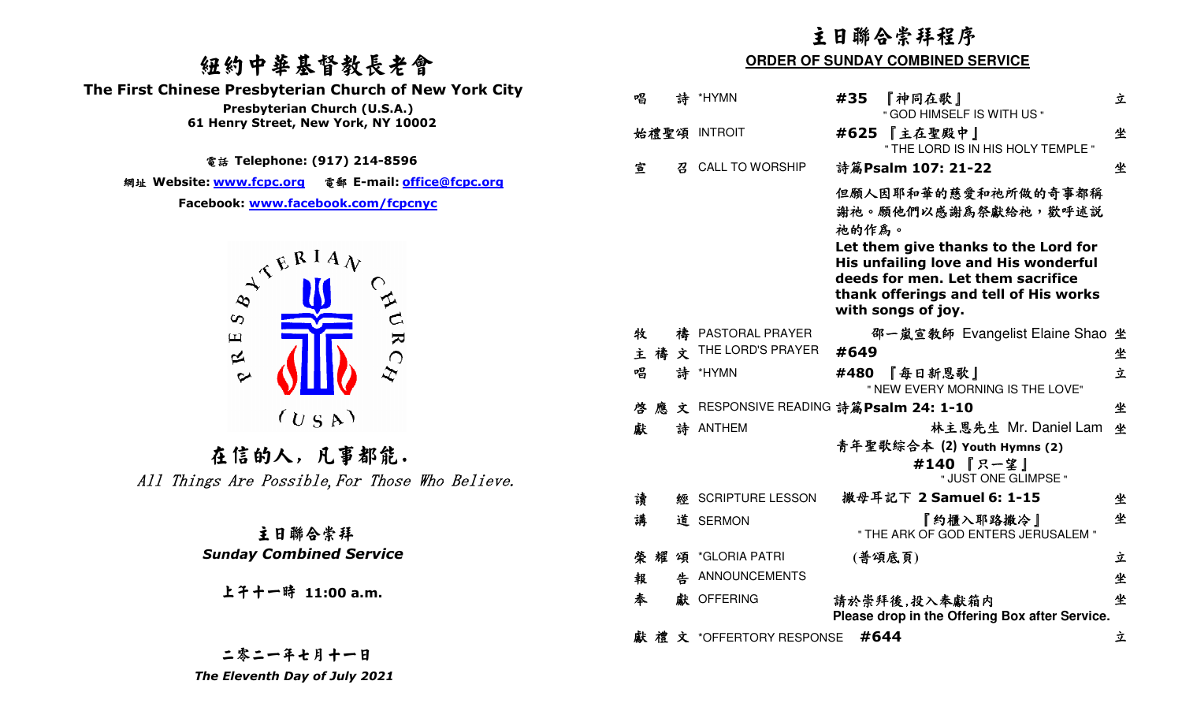# 紐約中華基督教長老會

**The First Chinese Presbyterian Church of New York City**

**Presbyterian Church (U.S.A.)**

**61 Henry Street, New York, NY 10002**

電話 **Telephone: (917) 214-8596**

網址 **Website: www.fcpc.org** 電郵 **E-mail: office@fcpc.org**

**Facebook: www.facebook.com/fcpcnyc**

PRESBYTERIAN CHURCH (USA)

## 在信的人，凡事都能.

*All Things Are Possible, For Those Who Believe.*

### 主日聯合崇拜

***Sunday Combined Service***

**上午十一時 11:00 a.m.**

**二零二一年七月十一日**

***The Eleventh Day of July 2021***

# 主日聯合崇拜程序

## ORDER OF SUNDAY COMBINED SERVICE

| | | | |
|---|---|---|---|
| 唱 詩 | *HYMN | **#35** 『神同在歌』 " GOD HIMSELF IS WITH US " | 立 |
| 始禮聖頌 | INTROIT | **#625** 『主在聖殿中』 " THE LORD IS IN HIS HOLY TEMPLE " | 坐 |
| 宣 召 | CALL TO WORSHIP | 詩篇**Psalm 107: 21-22** 但願人因耶和華的慈愛和祂所做的奇事都稱謝祂。願他們以感謝為祭獻給祂，歡呼述說祂的作為。 **Let them give thanks to the Lord for His unfailing love and His wonderful deeds for men. Let them sacrifice thank offerings and tell of His works with songs of joy.** | 坐 |
| 牧 禱 | PASTORAL PRAYER | 邵一嵐宣教師 Evangelist Elaine Shao | 坐 |
| 主禱文 | THE LORD'S PRAYER | **#649** | 坐 |
| 唱 詩 | *HYMN | **#480** 『每日新恩歌』 " NEW EVERY MORNING IS THE LOVE" | 立 |
| 啓應文 | RESPONSIVE READING | 詩篇**Psalm 24: 1-10** | 坐 |
| 獻 詩 | ANTHEM | 林主恩先生 Mr. Daniel Lam 青年聖歌綜合本 (2) **Youth Hymns (2)** **#140** 『只一望』 " JUST ONE GLIMPSE " | 坐 |
| 讀 經 | SCRIPTURE LESSON | 撒母耳記下 **2 Samuel 6: 1-15** | 坐 |
| 講 道 | SERMON | 『約櫃入耶路撒冷』 " THE ARK OF GOD ENTERS JERUSALEM " | 坐 |
| 榮耀頌 | *GLORIA PATRI | (普頌底頁) | 立 |
| 報 告 | ANNOUNCEMENTS | | 坐 |
| 奉 獻 | OFFERING | 請於崇拜後,投入奉獻箱內 **Please drop in the Offering Box after Service.** | 坐 |
| 獻禮文 | *OFFERTORY RESPONSE | **#644** | 立 |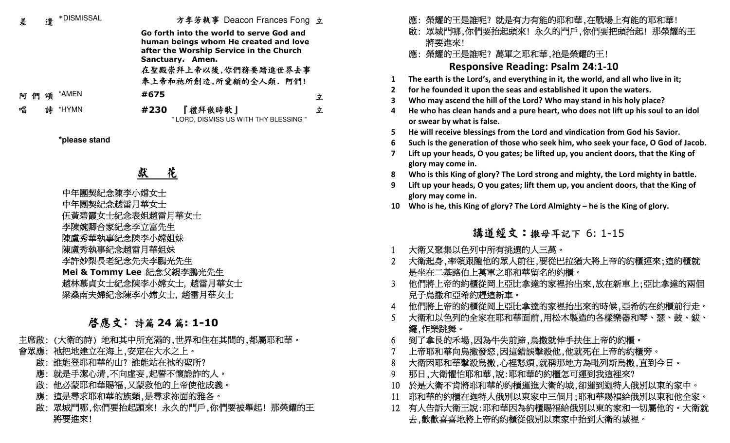差　遣 *DISMISSAL　　方李芳執事 Deacon Frances Fong　立

**Go forth into the world to serve God and human beings whom He created and love after the Worship Service in the Church Sanctuary. Amen.**

在聖殿崇拜上帝以後,你們務要踏進世界去事奉上帝和祂所創造,所愛顧的全人類. 阿們!

阿們頌 *AMEN　　**#675**　　立

唱　詩 *HYMN　　**#230**　『禮拜散時歌』　　立
" LORD, DISMISS US WITH THY BLESSING "

**\*please stand**

## 獻　花

中年團契紀念陳李小嫦女士
中年團契紀念趙雷月華女士
伍黃碧霞女士紀念表姐趙雷月華女士
李陳婉卿合家紀念李立富先生
陳盧秀華執事紀念陳李小嫦姐妹
陳盧秀執事紀念趙雷月華姐妹
李許妙梨長老紀念先夫李鵬光先生
**Mei & Tommy Lee** 紀念父親李鵬光先生
趙林慕貞女士紀念陳李小嫦女士, 趙雷月華女士
梁桑南夫婦紀念陳李小嫦女士, 趙雷月華女士

## 啓應文： 詩篇 24 篇: 1-10

主席啟: (大衛的詩) 地和其中所充滿的,世界和住在其間的,都屬耶和華。
會眾應: 祂把地建立在海上,安定在大水之上。
啟: 誰能登耶和華的山? 誰能站在祂的聖所?
應: 就是手潔心清,不向虛妄,起誓不懷詭詐的人。
啟: 他必蒙耶和華賜福,又蒙救他的上帝使他成義。
應: 這是尋求耶和華的族類,是尋求祢面的雅各。
啟: 眾城門哪,你們要抬起頭來! 永久的門戶,你們要被舉起! 那榮耀的王將要進來!
應: 榮耀的王是誰呢? 就是有力有能的耶和華,在戰場上有能的耶和華!
啟: 眾城門哪,你們要抬起頭來! 永久的門戶,你們要把頭抬起! 那榮耀的王將要進來!
應: 榮耀的王是誰呢? 萬軍之耶和華,祂是榮耀的王!

## Responsive Reading: Psalm 24:1-10

1 **The earth is the Lord's, and everything in it, the world, and all who live in it;**
2 **for he founded it upon the seas and established it upon the waters.**
3 **Who may ascend the hill of the Lord? Who may stand in his holy place?**
4 **He who has clean hands and a pure heart, who does not lift up his soul to an idol or swear by what is false.**
5 **He will receive blessings from the Lord and vindication from God his Savior.**
6 **Such is the generation of those who seek him, who seek your face, O God of Jacob.**
7 **Lift up your heads, O you gates; be lifted up, you ancient doors, that the King of glory may come in.**
8 **Who is this King of glory? The Lord strong and mighty, the Lord mighty in battle.**
9 **Lift up your heads, O you gates; lift them up, you ancient doors, that the King of glory may come in.**
10 **Who is he, this King of glory? The Lord Almighty – he is the King of glory.**

## 講道經文：撒母耳記下 6: 1-15

1 大衛又聚集以色列中所有挑選的人三萬。
2 大衛起身,率領跟隨他的眾人前往,要從巴拉猶大將上帝的約櫃運來;這約櫃就是坐在二基路伯上萬軍之耶和華留名的約櫃。
3 他們將上帝的約櫃從岡上亞比拿達的家裡抬出來,放在新車上;亞比拿達的兩個兒子烏撒和亞希約趕這新車。
4 他們將上帝的約櫃從岡上亞比拿達的家裡抬出來的時候,亞希約在約櫃前行走。
5 大衛和以色列的全家在耶和華面前,用松木製造的各樣樂器和琴、瑟、鼓、鈸、鑼,作樂跳舞。
6 到了拿艮的禾場,因為牛失前蹄,烏撒就伸手扶住上帝的約櫃。
7 上帝耶和華向烏撒發怒,因這錯誤擊殺他,他就死在上帝的約櫃旁。
8 大衛因耶和華擊殺烏撒,心裡愁煩,就稱那地方為毗列斯烏撒,直到今日。
9 那日,大衛懼怕耶和華,說:耶和華的約櫃怎可運到我這裡來?
10 於是大衛不肯將耶和華的約櫃運進大衛的城,卻運到迦特人俄別以東的家中。
11 耶和華的約櫃在迦特人俄別以東家中三個月;耶和華賜福給俄別以東和他全家。
12 有人告訴大衛王說:耶和華因為約櫃賜福給俄別以東的家和一切屬他的。大衛就去,歡歡喜喜地將上帝的約櫃從俄別以東家中抬到大衛的城裡。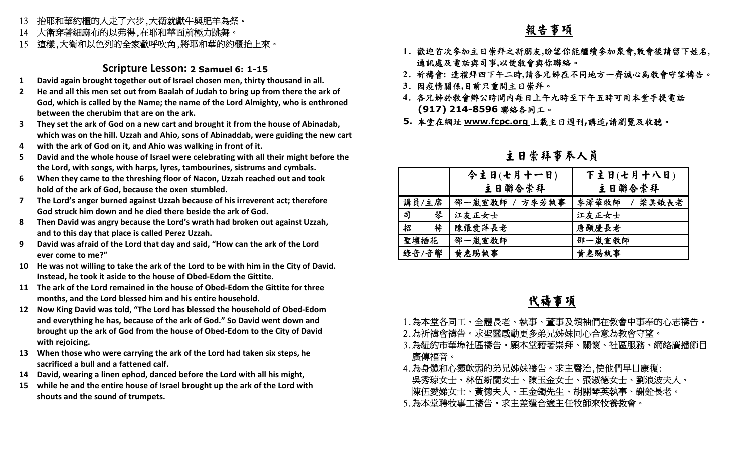13 抬耶和華約櫃的人走了六步,大衛就獻牛與肥羊為祭。
14 大衛穿著細麻布的以弗得,在耶和華面前極力跳舞。
15 這樣,大衛和以色列的全家歡呼吹角,將耶和華的約櫃抬上來。

## Scripture Lesson: 2 Samuel 6: 1-15

**1 David again brought together out of Israel chosen men, thirty thousand in all.**
**2 He and all this men set out from Baalah of Judah to bring up from there the ark of God, which is called by the Name; the name of the Lord Almighty, who is enthroned between the cherubim that are on the ark.**
**3 They set the ark of God on a new cart and brought it from the house of Abinadab, which was on the hill. Uzzah and Ahio, sons of Abinaddab, were guiding the new cart**
**4 with the ark of God on it, and Ahio was walking in front of it.**
**5 David and the whole house of Israel were celebrating with all their might before the the Lord, with songs, with harps, lyres, tambourines, sistrums and cymbals.**
**6 When they came to the threshing floor of Nacon, Uzzah reached out and took hold of the ark of God, because the oxen stumbled.**
**7 The Lord's anger burned against Uzzah because of his irreverent act; therefore God struck him down and he died there beside the ark of God.**
**8 Then David was angry because the Lord's wrath had broken out against Uzzah, and to this day that place is called Perez Uzzah.**
**9 David was afraid of the Lord that day and said, "How can the ark of the Lord ever come to me?"**
**10 He was not willing to take the ark of the Lord to be with him in the City of David. Instead, he took it aside to the house of Obed-Edom the Gittite.**
**11 The ark of the Lord remained in the house of Obed-Edom the Gittite for three months, and the Lord blessed him and his entire household.**
**12 Now King David was told, "The Lord has blessed the household of Obed-Edom and everything he has, because of the ark of God." So David went down and brought up the ark of God from the house of Obed-Edom to the City of David with rejoicing.**
**13 When those who were carrying the ark of the Lord had taken six steps, he sacrificed a bull and a fattened calf.**
**14 David, wearing a linen ephod, danced before the Lord with all his might,**
**15 while he and the entire house of Israel brought up the ark of the Lord with shouts and the sound of trumpets.**

## 報告事項

1. 歡迎首次參加主日崇拜之新朋友,盼望你能繼續參加聚會,散會後請留下姓名,通訊處及電話與司事,以便教會與你聯絡。
2. 祈禱會: 逢禮拜四下午二時,請各兄姊在不同地方一齊誠心爲教會守望禱告。
3. 因疫情關係,目前只重開主日崇拜。
4. 各兄姊於教會辦公時間內每日上午九時至下午五時可用本堂手提電話 **(917) 214-8596** 聯絡各同工。
5. 本堂在網址 **www.fcpc.org** 上載主日週刊,講道,請瀏覽及收聽。

## 主日崇拜事奉人員

| | 今主日(七月十一日)<br>主日聯合崇拜 | 下主日(七月十八日)<br>主日聯合崇拜 |
|---|---|---|
| 講員/主席 | 邵一嵐宣教師 / 方李芳執事 | 李澤華牧師 / 梁美娥長老 |
| 司　　琴 | 江友正女士 | 江友正女士 |
| 招　　待 | 陳張愛萍長老 | 唐顯慶長老 |
| 聖壇插花 | 邵一嵐宣教師 | 邵一嵐宣教師 |
| 錄音/音響 | 黃惠賜執事 | 黃惠賜執事 |

## 代禱事項

1. 為本堂各同工、全體長老、執事、董事及領袖們在教會中事奉的心志禱告。
2. 為祈禱會禱告。求聖靈感動更多弟兄姊妹同心合意為教會守望。
3. 為紐約市華埠社區禱告。願本堂藉著崇拜、關懷、社區服務、網絡廣播節目廣傳福音。
4. 為身體和心靈軟弱的弟兄姊妹禱告。求主醫治,使他們早日康復:
吳秀琼女士、林伍新蘭女士、陳玉金女士、張淑德女士、劉浪波夫人、陳伍愛娣女士、黃德夫人、王金鐲先生、胡關琴英執事、謝銓長老。
5. 為本堂聘牧事工禱告。求主差遣合適主任牧師來牧養教會。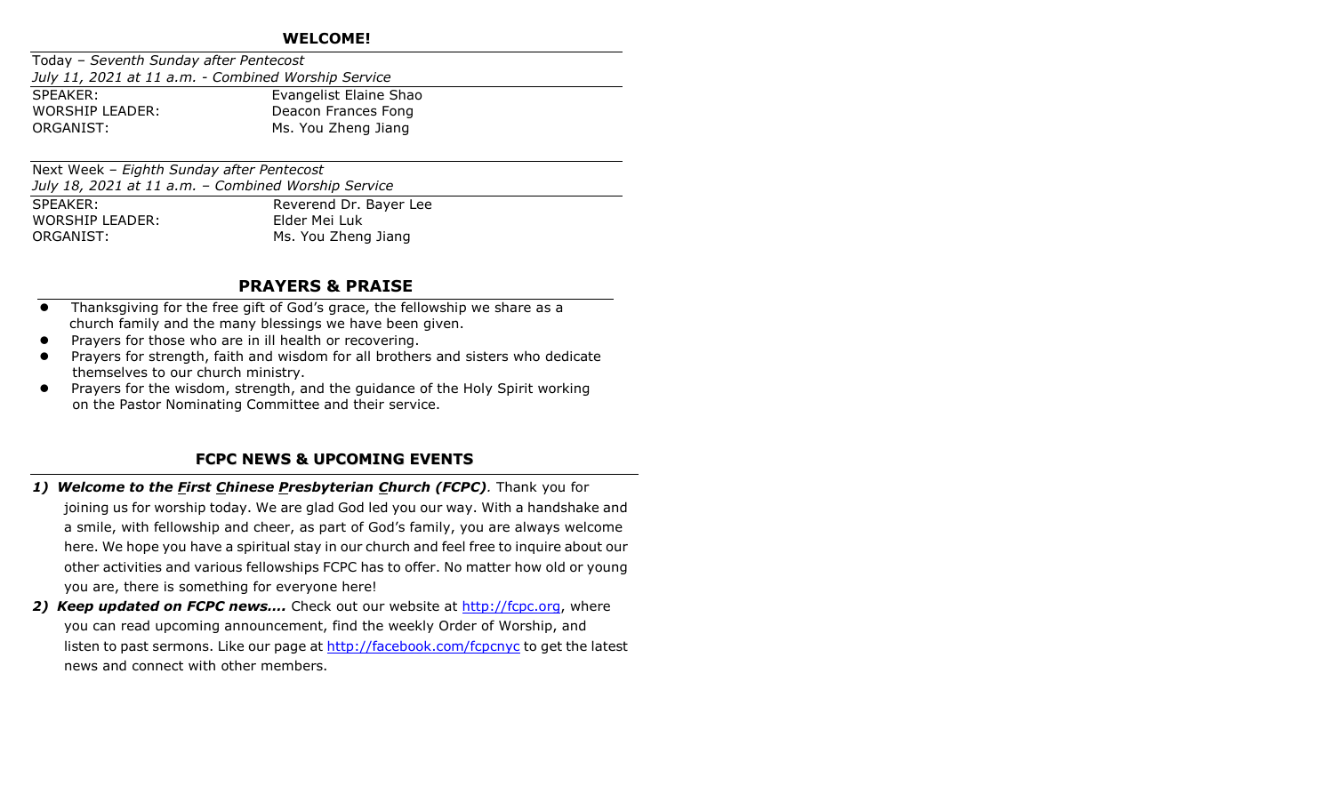## WELCOME!

Today – *Seventh Sunday after Pentecost*
*July 11, 2021 at 11 a.m. - Combined Worship Service*

| | |
|---|---|
| SPEAKER: | Evangelist Elaine Shao |
| WORSHIP LEADER: | Deacon Frances Fong |
| ORGANIST: | Ms. You Zheng Jiang |

Next Week – *Eighth Sunday after Pentecost*
*July 18, 2021 at 11 a.m. – Combined Worship Service*

| | |
|---|---|
| SPEAKER: | Reverend Dr. Bayer Lee |
| WORSHIP LEADER: | Elder Mei Luk |
| ORGANIST: | Ms. You Zheng Jiang |

## PRAYERS & PRAISE

- Thanksgiving for the free gift of God's grace, the fellowship we share as a church family and the many blessings we have been given.
- Prayers for those who are in ill health or recovering.
- Prayers for strength, faith and wisdom for all brothers and sisters who dedicate themselves to our church ministry.
- Prayers for the wisdom, strength, and the guidance of the Holy Spirit working on the Pastor Nominating Committee and their service.

## FCPC NEWS & UPCOMING EVENTS

1) ***Welcome to the First Chinese Presbyterian Church (FCPC).*** Thank you for joining us for worship today. We are glad God led you our way. With a handshake and a smile, with fellowship and cheer, as part of God's family, you are always welcome here. We hope you have a spiritual stay in our church and feel free to inquire about our other activities and various fellowships FCPC has to offer. No matter how old or young you are, there is something for everyone here!
2) ***Keep updated on FCPC news….*** Check out our website at http://fcpc.org, where you can read upcoming announcement, find the weekly Order of Worship, and listen to past sermons. Like our page at http://facebook.com/fcpcnyc to get the latest news and connect with other members.